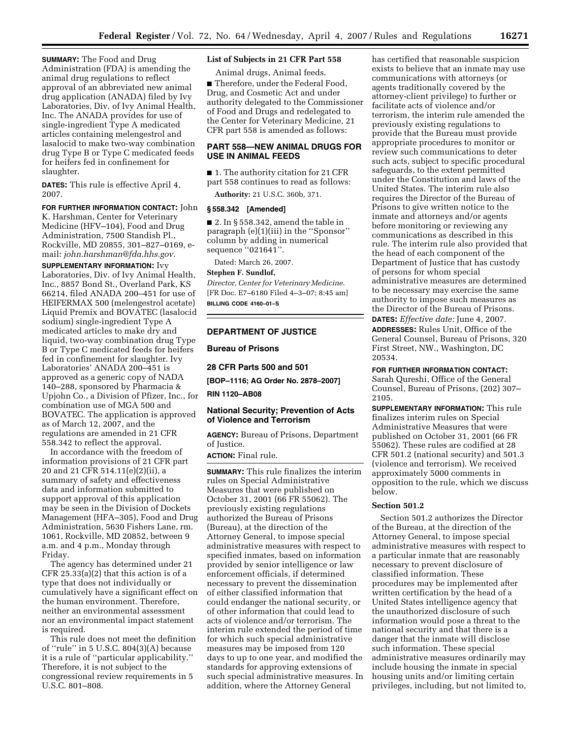**SUMMARY:** The Food and Drug Administration (FDA) is amending the animal drug regulations to reflect approval of an abbreviated new animal drug application (ANADA) filed by Ivy Laboratories, Div. of Ivy Animal Health, Inc. The ANADA provides for use of single-ingredient Type A medicated articles containing melengestrol and lasalocid to make two-way combination drug Type B or Type C medicated feeds for heifers fed in confinement for slaughter.

**DATES:** This rule is effective April 4, 2007.

**FOR FURTHER INFORMATION CONTACT:** John K. Harshman, Center for Veterinary Medicine (HFV–104), Food and Drug Administration, 7500 Standish Pl., Rockville, MD 20855, 301–827–0169, e-mail: *john.harshman@fda.hhs.gov*.

**SUPPLEMENTARY INFORMATION:** Ivy Laboratories, Div. of Ivy Animal Health, Inc., 8857 Bond St., Overland Park, KS 66214, filed ANADA 200–451 for use of HEIFERMAX 500 (melengestrol acetate) Liquid Premix and BOVATEC (lasalocid sodium) single-ingredient Type A medicated articles to make dry and liquid, two-way combination drug Type B or Type C medicated feeds for heifers fed in confinement for slaughter. Ivy Laboratories' ANADA 200–451 is approved as a generic copy of NADA 140–288, sponsored by Pharmacia & Upjohn Co., a Division of Pfizer, Inc., for combination use of MGA 500 and BOVATEC. The application is approved as of March 12, 2007, and the regulations are amended in 21 CFR 558.342 to reflect the approval.

In accordance with the freedom of information provisions of 21 CFR part 20 and 21 CFR 514.11(e)(2)(ii), a summary of safety and effectiveness data and information submitted to support approval of this application may be seen in the Division of Dockets Management (HFA–305), Food and Drug Administration, 5630 Fishers Lane, rm. 1061, Rockville, MD 20852, between 9 a.m. and 4 p.m., Monday through Friday.

The agency has determined under 21 CFR 25.33(a)(2) that this action is of a type that does not individually or cumulatively have a significant effect on the human environment. Therefore, neither an environmental assessment nor an environmental impact statement is required.

This rule does not meet the definition of "rule" in 5 U.S.C. 804(3)(A) because it is a rule of "particular applicability." Therefore, it is not subject to the congressional review requirements in 5 U.S.C. 801–808.

**List of Subjects in 21 CFR Part 558**

Animal drugs, Animal feeds.

■ Therefore, under the Federal Food, Drug, and Cosmetic Act and under authority delegated to the Commissioner of Food and Drugs and redelegated to the Center for Veterinary Medicine, 21 CFR part 558 is amended as follows:

## PART 558—NEW ANIMAL DRUGS FOR USE IN ANIMAL FEEDS

■ 1. The authority citation for 21 CFR part 558 continues to read as follows:

**Authority:** 21 U.S.C. 360b, 371.

**§ 558.342 [Amended]**

■ 2. In § 558.342, amend the table in paragraph (e)(1)(iii) in the "Sponsor" column by adding in numerical sequence "021641".

Dated: March 26, 2007.

**Stephen F. Sundlof,**

*Director, Center for Veterinary Medicine.*

[FR Doc. E7–6180 Filed 4–3–07; 8:45 am]

**BILLING CODE 4160–01–S**

---

## DEPARTMENT OF JUSTICE

## Bureau of Prisons

## 28 CFR Parts 500 and 501

**[BOP–1116; AG Order No. 2878–2007]**

**RIN 1120–AB08**

## National Security; Prevention of Acts of Violence and Terrorism

**AGENCY:** Bureau of Prisons, Department of Justice.

**ACTION:** Final rule.

**SUMMARY:** This rule finalizes the interim rules on Special Administrative Measures that were published on October 31, 2001 (66 FR 55062). The previously existing regulations authorized the Bureau of Prisons (Bureau), at the direction of the Attorney General, to impose special administrative measures with respect to specified inmates, based on information provided by senior intelligence or law enforcement officials, if determined necessary to prevent the dissemination of either classified information that could endanger the national security, or of other information that could lead to acts of violence and/or terrorism. The interim rule extended the period of time for which such special administrative measures may be imposed from 120 days to up to one year, and modified the standards for approving extensions of such special administrative measures. In addition, where the Attorney General has certified that reasonable suspicion exists to believe that an inmate may use communications with attorneys (or agents traditionally covered by the attorney-client privilege) to further or facilitate acts of violence and/or terrorism, the interim rule amended the previously existing regulations to provide that the Bureau must provide appropriate procedures to monitor or review such communications to deter such acts, subject to specific procedural safeguards, to the extent permitted under the Constitution and laws of the United States. The interim rule also requires the Director of the Bureau of Prisons to give written notice to the inmate and attorneys and/or agents before monitoring or reviewing any communications as described in this rule. The interim rule also provided that the head of each component of the Department of Justice that has custody of persons for whom special administrative measures are determined to be necessary may exercise the same authority to impose such measures as the Director of the Bureau of Prisons.

**DATES:** *Effective date:* June 4, 2007.

**ADDRESSES:** Rules Unit, Office of the General Counsel, Bureau of Prisons, 320 First Street, NW., Washington, DC 20534.

**FOR FURTHER INFORMATION CONTACT:** Sarah Qureshi, Office of the General Counsel, Bureau of Prisons, (202) 307–2105.

**SUPPLEMENTARY INFORMATION:** This rule finalizes interim rules on Special Administrative Measures that were published on October 31, 2001 (66 FR 55062). These rules are codified at 28 CFR 501.2 (national security) and 501.3 (violence and terrorism). We received approximately 5000 comments in opposition to the rule, which we discuss below.

### Section 501.2

Section 501.2 authorizes the Director of the Bureau, at the direction of the Attorney General, to impose special administrative measures with respect to a particular inmate that are reasonably necessary to prevent disclosure of classified information. These procedures may be implemented after written certification by the head of a United States intelligence agency that the unauthorized disclosure of such information would pose a threat to the national security and that there is a danger that the inmate will disclose such information. These special administrative measures ordinarily may include housing the inmate in special housing units and/or limiting certain privileges, including, but not limited to,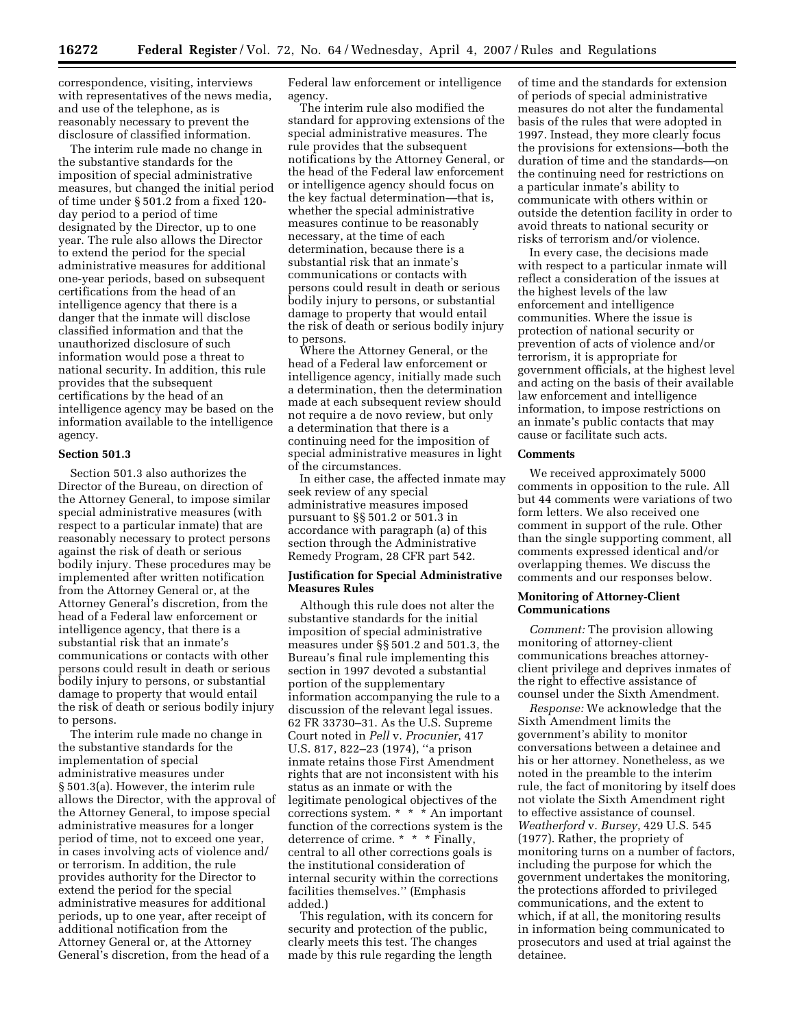correspondence, visiting, interviews with representatives of the news media, and use of the telephone, as is reasonably necessary to prevent the disclosure of classified information.

The interim rule made no change in the substantive standards for the imposition of special administrative measures, but changed the initial period of time under § 501.2 from a fixed 120-day period to a period of time designated by the Director, up to one year. The rule also allows the Director to extend the period for the special administrative measures for additional one-year periods, based on subsequent certifications from the head of an intelligence agency that there is a danger that the inmate will disclose classified information and that the unauthorized disclosure of such information would pose a threat to national security. In addition, this rule provides that the subsequent certifications by the head of an intelligence agency may be based on the information available to the intelligence agency.

**Section 501.3**

Section 501.3 also authorizes the Director of the Bureau, on direction of the Attorney General, to impose similar special administrative measures (with respect to a particular inmate) that are reasonably necessary to protect persons against the risk of death or serious bodily injury. These procedures may be implemented after written notification from the Attorney General or, at the Attorney General's discretion, from the head of a Federal law enforcement or intelligence agency, that there is a substantial risk that an inmate's communications or contacts with other persons could result in death or serious bodily injury to persons, or substantial damage to property that would entail the risk of death or serious bodily injury to persons.

The interim rule made no change in the substantive standards for the implementation of special administrative measures under § 501.3(a). However, the interim rule allows the Director, with the approval of the Attorney General, to impose special administrative measures for a longer period of time, not to exceed one year, in cases involving acts of violence and/or terrorism. In addition, the rule provides authority for the Director to extend the period for the special administrative measures for additional periods, up to one year, after receipt of additional notification from the Attorney General or, at the Attorney General's discretion, from the head of a Federal law enforcement or intelligence agency.

The interim rule also modified the standard for approving extensions of the special administrative measures. The rule provides that the subsequent notifications by the Attorney General, or the head of the Federal law enforcement or intelligence agency should focus on the key factual determination—that is, whether the special administrative measures continue to be reasonably necessary, at the time of each determination, because there is a substantial risk that an inmate's communications or contacts with persons could result in death or serious bodily injury to persons, or substantial damage to property that would entail the risk of death or serious bodily injury to persons.

Where the Attorney General, or the head of a Federal law enforcement or intelligence agency, initially made such a determination, then the determination made at each subsequent review should not require a de novo review, but only a determination that there is a continuing need for the imposition of special administrative measures in light of the circumstances.

In either case, the affected inmate may seek review of any special administrative measures imposed pursuant to §§ 501.2 or 501.3 in accordance with paragraph (a) of this section through the Administrative Remedy Program, 28 CFR part 542.

**Justification for Special Administrative Measures Rules**

Although this rule does not alter the substantive standards for the initial imposition of special administrative measures under §§ 501.2 and 501.3, the Bureau's final rule implementing this section in 1997 devoted a substantial portion of the supplementary information accompanying the rule to a discussion of the relevant legal issues. 62 FR 33730–31. As the U.S. Supreme Court noted in *Pell* v. *Procunier*, 417 U.S. 817, 822–23 (1974), ''a prison inmate retains those First Amendment rights that are not inconsistent with his status as an inmate or with the legitimate penological objectives of the corrections system. * * * An important function of the corrections system is the deterrence of crime. * * * Finally, central to all other corrections goals is the institutional consideration of internal security within the corrections facilities themselves.'' (Emphasis added.)

This regulation, with its concern for security and protection of the public, clearly meets this test. The changes made by this rule regarding the length of time and the standards for extension of periods of special administrative measures do not alter the fundamental basis of the rules that were adopted in 1997. Instead, they more clearly focus the provisions for extensions—both the duration of time and the standards—on the continuing need for restrictions on a particular inmate's ability to communicate with others within or outside the detention facility in order to avoid threats to national security or risks of terrorism and/or violence.

In every case, the decisions made with respect to a particular inmate will reflect a consideration of the issues at the highest levels of the law enforcement and intelligence communities. Where the issue is protection of national security or prevention of acts of violence and/or terrorism, it is appropriate for government officials, at the highest level and acting on the basis of their available law enforcement and intelligence information, to impose restrictions on an inmate's public contacts that may cause or facilitate such acts.

**Comments**

We received approximately 5000 comments in opposition to the rule. All but 44 comments were variations of two form letters. We also received one comment in support of the rule. Other than the single supporting comment, all comments expressed identical and/or overlapping themes. We discuss the comments and our responses below.

**Monitoring of Attorney-Client Communications**

*Comment:* The provision allowing monitoring of attorney-client communications breaches attorney-client privilege and deprives inmates of the right to effective assistance of counsel under the Sixth Amendment.

*Response:* We acknowledge that the Sixth Amendment limits the government's ability to monitor conversations between a detainee and his or her attorney. Nonetheless, as we noted in the preamble to the interim rule, the fact of monitoring by itself does not violate the Sixth Amendment right to effective assistance of counsel. *Weatherford* v. *Bursey*, 429 U.S. 545 (1977). Rather, the propriety of monitoring turns on a number of factors, including the purpose for which the government undertakes the monitoring, the protections afforded to privileged communications, and the extent to which, if at all, the monitoring results in information being communicated to prosecutors and used at trial against the detainee.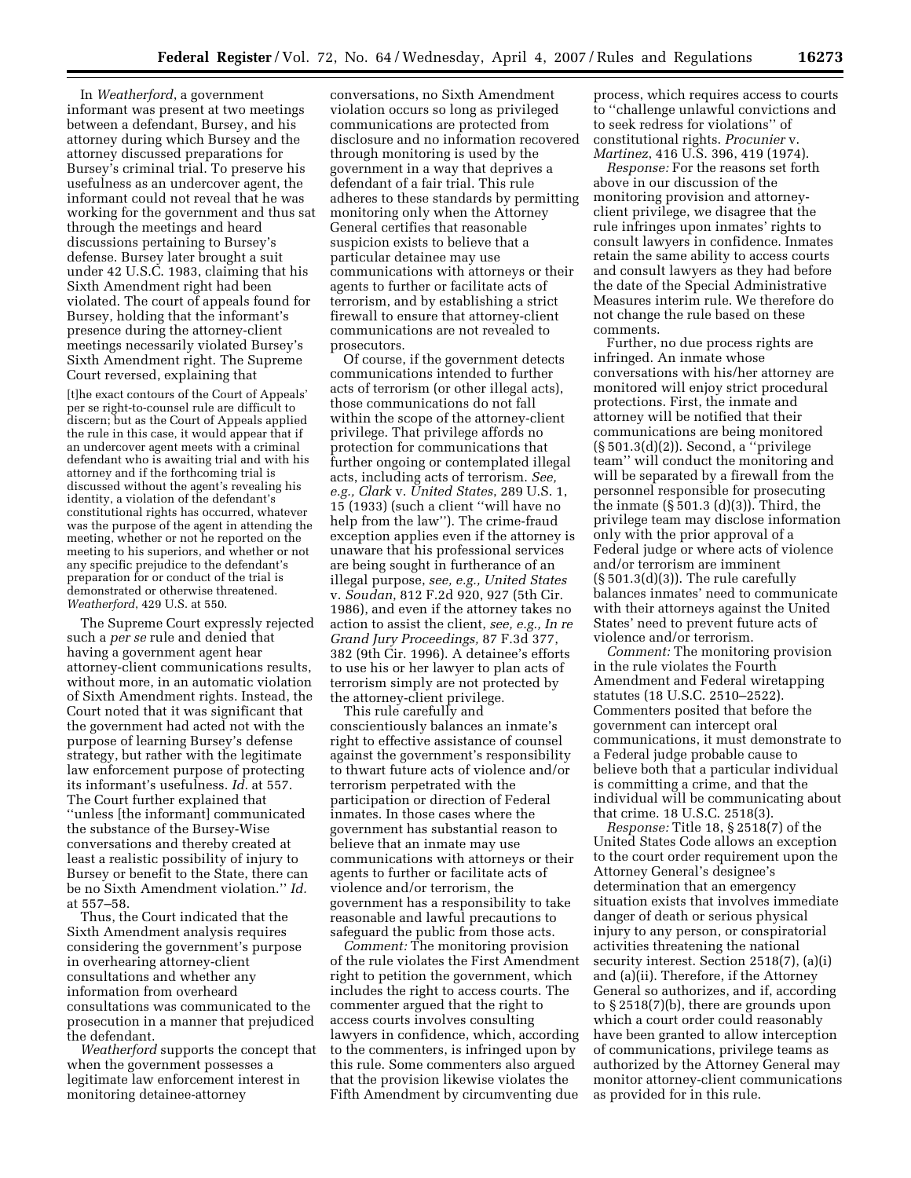In *Weatherford*, a government informant was present at two meetings between a defendant, Bursey, and his attorney during which Bursey and the attorney discussed preparations for Bursey's criminal trial. To preserve his usefulness as an undercover agent, the informant could not reveal that he was working for the government and thus sat through the meetings and heard discussions pertaining to Bursey's defense. Bursey later brought a suit under 42 U.S.C. 1983, claiming that his Sixth Amendment right had been violated. The court of appeals found for Bursey, holding that the informant's presence during the attorney-client meetings necessarily violated Bursey's Sixth Amendment right. The Supreme Court reversed, explaining that

> [t]he exact contours of the Court of Appeals' per se right-to-counsel rule are difficult to discern; but as the Court of Appeals applied the rule in this case, it would appear that if an undercover agent meets with a criminal defendant who is awaiting trial and with his attorney and if the forthcoming trial is discussed without the agent's revealing his identity, a violation of the defendant's constitutional rights has occurred, whatever was the purpose of the agent in attending the meeting, whether or not he reported on the meeting to his superiors, and whether or not any specific prejudice to the defendant's preparation for or conduct of the trial is demonstrated or otherwise threatened. *Weatherford*, 429 U.S. at 550.

The Supreme Court expressly rejected such a *per se* rule and denied that having a government agent hear attorney-client communications results, without more, in an automatic violation of Sixth Amendment rights. Instead, the Court noted that it was significant that the government had acted not with the purpose of learning Bursey's defense strategy, but rather with the legitimate law enforcement purpose of protecting its informant's usefulness. *Id.* at 557. The Court further explained that "unless [the informant] communicated the substance of the Bursey-Wise conversations and thereby created at least a realistic possibility of injury to Bursey or benefit to the State, there can be no Sixth Amendment violation." *Id.* at 557–58.

Thus, the Court indicated that the Sixth Amendment analysis requires considering the government's purpose in overhearing attorney-client consultations and whether any information from overheard consultations was communicated to the prosecution in a manner that prejudiced the defendant.

*Weatherford* supports the concept that when the government possesses a legitimate law enforcement interest in monitoring detainee-attorney conversations, no Sixth Amendment violation occurs so long as privileged communications are protected from disclosure and no information recovered through monitoring is used by the government in a way that deprives a defendant of a fair trial. This rule adheres to these standards by permitting monitoring only when the Attorney General certifies that reasonable suspicion exists to believe that a particular detainee may use communications with attorneys or their agents to further or facilitate acts of terrorism, and by establishing a strict firewall to ensure that attorney-client communications are not revealed to prosecutors.

Of course, if the government detects communications intended to further acts of terrorism (or other illegal acts), those communications do not fall within the scope of the attorney-client privilege. That privilege affords no protection for communications that further ongoing or contemplated illegal acts, including acts of terrorism. *See, e.g., Clark* v. *United States*, 289 U.S. 1, 15 (1933) (such a client "will have no help from the law"). The crime-fraud exception applies even if the attorney is unaware that his professional services are being sought in furtherance of an illegal purpose, *see, e.g., United States* v. *Soudan*, 812 F.2d 920, 927 (5th Cir. 1986), and even if the attorney takes no action to assist the client, *see, e.g., In re Grand Jury Proceedings,* 87 F.3d 377, 382 (9th Cir. 1996). A detainee's efforts to use his or her lawyer to plan acts of terrorism simply are not protected by the attorney-client privilege.

This rule carefully and conscientiously balances an inmate's right to effective assistance of counsel against the government's responsibility to thwart future acts of violence and/or terrorism perpetrated with the participation or direction of Federal inmates. In those cases where the government has substantial reason to believe that an inmate may use communications with attorneys or their agents to further or facilitate acts of violence and/or terrorism, the government has a responsibility to take reasonable and lawful precautions to safeguard the public from those acts.

*Comment:* The monitoring provision of the rule violates the First Amendment right to petition the government, which includes the right to access courts. The commenter argued that the right to access courts involves consulting lawyers in confidence, which, according to the commenters, is infringed upon by this rule. Some commenters also argued that the provision likewise violates the Fifth Amendment by circumventing due process, which requires access to courts to "challenge unlawful convictions and to seek redress for violations" of constitutional rights. *Procunier* v. *Martinez*, 416 U.S. 396, 419 (1974).

*Response:* For the reasons set forth above in our discussion of the monitoring provision and attorney-client privilege, we disagree that the rule infringes upon inmates' rights to consult lawyers in confidence. Inmates retain the same ability to access courts and consult lawyers as they had before the date of the Special Administrative Measures interim rule. We therefore do not change the rule based on these comments.

Further, no due process rights are infringed. An inmate whose conversations with his/her attorney are monitored will enjoy strict procedural protections. First, the inmate and attorney will be notified that their communications are being monitored (§ 501.3(d)(2)). Second, a "privilege team" will conduct the monitoring and will be separated by a firewall from the personnel responsible for prosecuting the inmate (§ 501.3 (d)(3)). Third, the privilege team may disclose information only with the prior approval of a Federal judge or where acts of violence and/or terrorism are imminent (§ 501.3(d)(3)). The rule carefully balances inmates' need to communicate with their attorneys against the United States' need to prevent future acts of violence and/or terrorism.

*Comment:* The monitoring provision in the rule violates the Fourth Amendment and Federal wiretapping statutes (18 U.S.C. 2510–2522). Commenters posited that before the government can intercept oral communications, it must demonstrate to a Federal judge probable cause to believe both that a particular individual is committing a crime, and that the individual will be communicating about that crime. 18 U.S.C. 2518(3).

*Response:* Title 18, § 2518(7) of the United States Code allows an exception to the court order requirement upon the Attorney General's designee's determination that an emergency situation exists that involves immediate danger of death or serious physical injury to any person, or conspiratorial activities threatening the national security interest. Section 2518(7), (a)(i) and (a)(ii). Therefore, if the Attorney General so authorizes, and if, according to § 2518(7)(b), there are grounds upon which a court order could reasonably have been granted to allow interception of communications, privilege teams as authorized by the Attorney General may monitor attorney-client communications as provided for in this rule.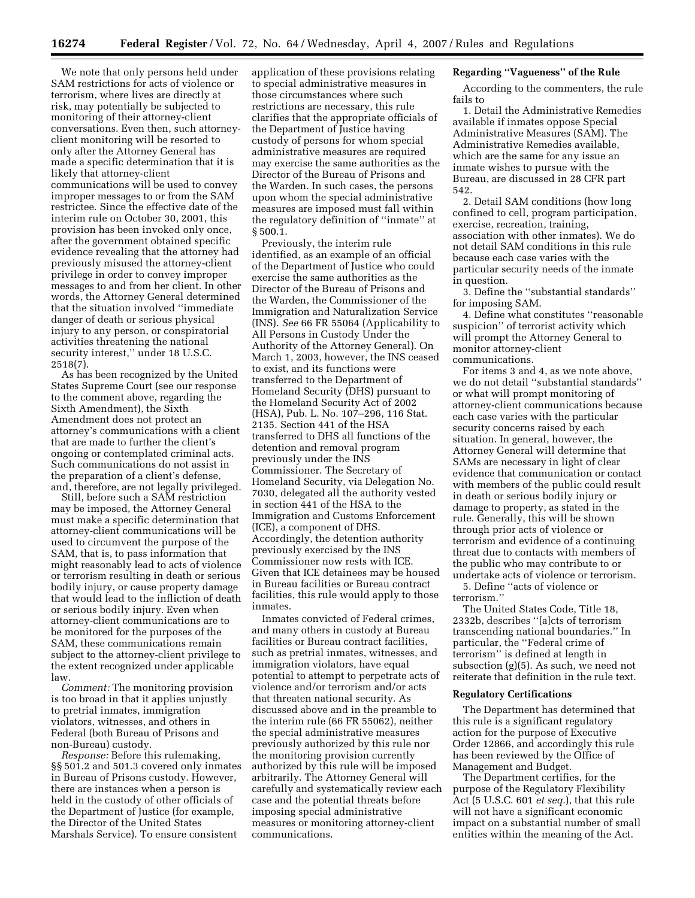We note that only persons held under SAM restrictions for acts of violence or terrorism, where lives are directly at risk, may potentially be subjected to monitoring of their attorney-client conversations. Even then, such attorney-client monitoring will be resorted to only after the Attorney General has made a specific determination that it is likely that attorney-client communications will be used to convey improper messages to or from the SAM restrictee. Since the effective date of the interim rule on October 30, 2001, this provision has been invoked only once, after the government obtained specific evidence revealing that the attorney had previously misused the attorney-client privilege in order to convey improper messages to and from her client. In other words, the Attorney General determined that the situation involved ''immediate danger of death or serious physical injury to any person, or conspiratorial activities threatening the national security interest,'' under 18 U.S.C. 2518(7).

As has been recognized by the United States Supreme Court (see our response to the comment above, regarding the Sixth Amendment), the Sixth Amendment does not protect an attorney's communications with a client that are made to further the client's ongoing or contemplated criminal acts. Such communications do not assist in the preparation of a client's defense, and, therefore, are not legally privileged.

Still, before such a SAM restriction may be imposed, the Attorney General must make a specific determination that attorney-client communications will be used to circumvent the purpose of the SAM, that is, to pass information that might reasonably lead to acts of violence or terrorism resulting in death or serious bodily injury, or cause property damage that would lead to the infliction of death or serious bodily injury. Even when attorney-client communications are to be monitored for the purposes of the SAM, these communications remain subject to the attorney-client privilege to the extent recognized under applicable law.

*Comment:* The monitoring provision is too broad in that it applies unjustly to pretrial inmates, immigration violators, witnesses, and others in Federal (both Bureau of Prisons and non-Bureau) custody.

*Response:* Before this rulemaking, §§ 501.2 and 501.3 covered only inmates in Bureau of Prisons custody. However, there are instances when a person is held in the custody of other officials of the Department of Justice (for example, the Director of the United States Marshals Service). To ensure consistent application of these provisions relating to special administrative measures in those circumstances where such restrictions are necessary, this rule clarifies that the appropriate officials of the Department of Justice having custody of persons for whom special administrative measures are required may exercise the same authorities as the Director of the Bureau of Prisons and the Warden. In such cases, the persons upon whom the special administrative measures are imposed must fall within the regulatory definition of ''inmate'' at § 500.1.

Previously, the interim rule identified, as an example of an official of the Department of Justice who could exercise the same authorities as the Director of the Bureau of Prisons and the Warden, the Commissioner of the Immigration and Naturalization Service (INS). *See* 66 FR 55064 (Applicability to All Persons in Custody Under the Authority of the Attorney General). On March 1, 2003, however, the INS ceased to exist, and its functions were transferred to the Department of Homeland Security (DHS) pursuant to the Homeland Security Act of 2002 (HSA), Pub. L. No. 107–296, 116 Stat. 2135. Section 441 of the HSA transferred to DHS all functions of the detention and removal program previously under the INS Commissioner. The Secretary of Homeland Security, via Delegation No. 7030, delegated all the authority vested in section 441 of the HSA to the Immigration and Customs Enforcement (ICE), a component of DHS. Accordingly, the detention authority previously exercised by the INS Commissioner now rests with ICE. Given that ICE detainees may be housed in Bureau facilities or Bureau contract facilities, this rule would apply to those inmates.

Inmates convicted of Federal crimes, and many others in custody at Bureau facilities or Bureau contract facilities, such as pretrial inmates, witnesses, and immigration violators, have equal potential to attempt to perpetrate acts of violence and/or terrorism and/or acts that threaten national security. As discussed above and in the preamble to the interim rule (66 FR 55062), neither the special administrative measures previously authorized by this rule nor the monitoring provision currently authorized by this rule will be imposed arbitrarily. The Attorney General will carefully and systematically review each case and the potential threats before imposing special administrative measures or monitoring attorney-client communications.

**Regarding ''Vagueness'' of the Rule**

According to the commenters, the rule fails to

1. Detail the Administrative Remedies available if inmates oppose Special Administrative Measures (SAM). The Administrative Remedies available, which are the same for any issue an inmate wishes to pursue with the Bureau, are discussed in 28 CFR part 542.
2. Detail SAM conditions (how long confined to cell, program participation, exercise, recreation, training, association with other inmates). We do not detail SAM conditions in this rule because each case varies with the particular security needs of the inmate in question.
3. Define the ''substantial standards'' for imposing SAM.
4. Define what constitutes ''reasonable suspicion'' of terrorist activity which will prompt the Attorney General to monitor attorney-client communications.

For items 3 and 4, as we note above, we do not detail ''substantial standards'' or what will prompt monitoring of attorney-client communications because each case varies with the particular security concerns raised by each situation. In general, however, the Attorney General will determine that SAMs are necessary in light of clear evidence that communication or contact with members of the public could result in death or serious bodily injury or damage to property, as stated in the rule. Generally, this will be shown through prior acts of violence or terrorism and evidence of a continuing threat due to contacts with members of the public who may contribute to or undertake acts of violence or terrorism.

5. Define ''acts of violence or terrorism.''

The United States Code, Title 18, 2332b, describes ''[a]cts of terrorism transcending national boundaries.'' In particular, the ''Federal crime of terrorism'' is defined at length in subsection (g)(5). As such, we need not reiterate that definition in the rule text.

**Regulatory Certifications**

The Department has determined that this rule is a significant regulatory action for the purpose of Executive Order 12866, and accordingly this rule has been reviewed by the Office of Management and Budget.

The Department certifies, for the purpose of the Regulatory Flexibility Act (5 U.S.C. 601 *et seq.*), that this rule will not have a significant economic impact on a substantial number of small entities within the meaning of the Act.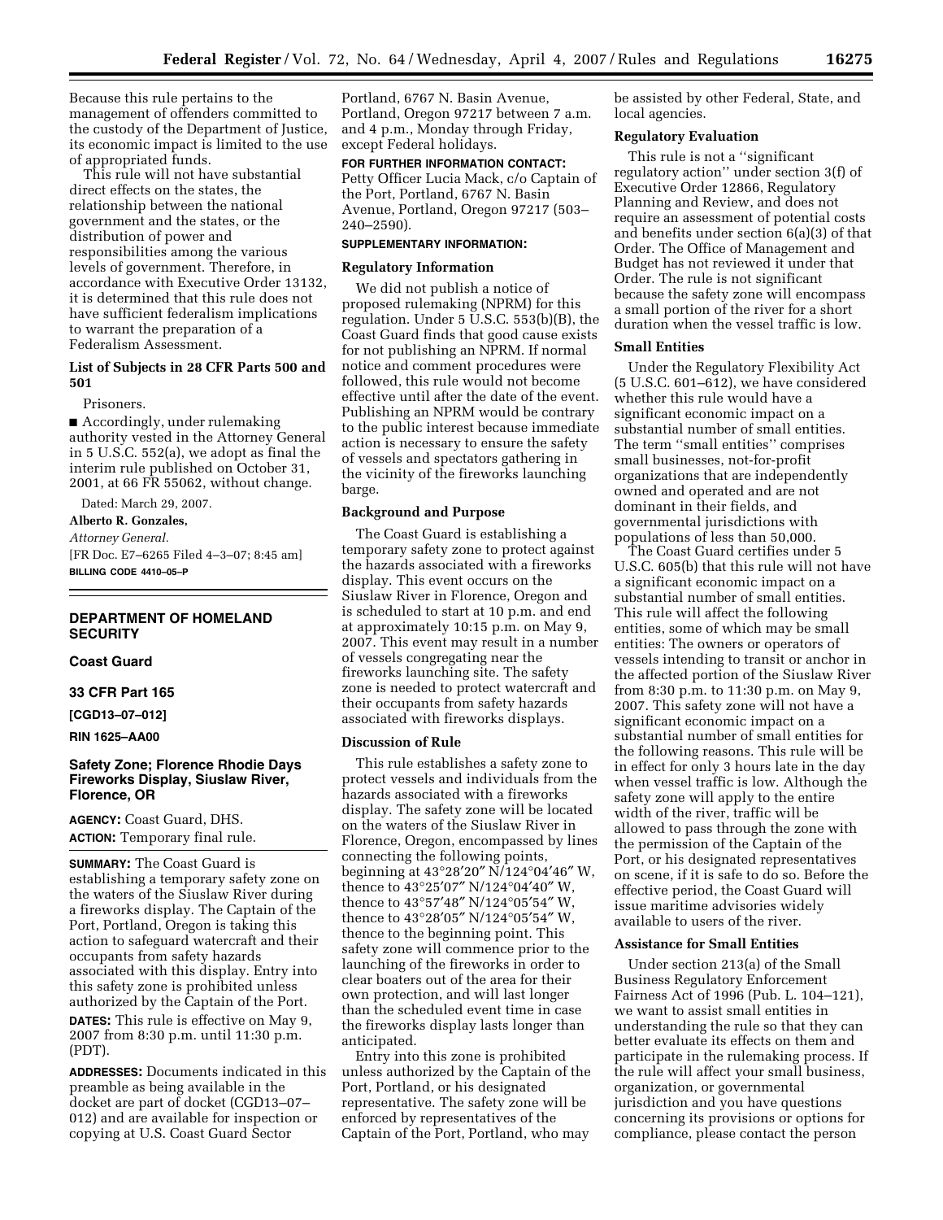Because this rule pertains to the management of offenders committed to the custody of the Department of Justice, its economic impact is limited to the use of appropriated funds.

This rule will not have substantial direct effects on the states, the relationship between the national government and the states, or the distribution of power and responsibilities among the various levels of government. Therefore, in accordance with Executive Order 13132, it is determined that this rule does not have sufficient federalism implications to warrant the preparation of a Federalism Assessment.

**List of Subjects in 28 CFR Parts 500 and 501**

Prisoners.

■ Accordingly, under rulemaking authority vested in the Attorney General in 5 U.S.C. 552(a), we adopt as final the interim rule published on October 31, 2001, at 66 FR 55062, without change.

Dated: March 29, 2007.

**Alberto R. Gonzales,**

*Attorney General.*

[FR Doc. E7–6265 Filed 4–3–07; 8:45 am]

**BILLING CODE 4410–05–P**

## DEPARTMENT OF HOMELAND SECURITY

### Coast Guard

### 33 CFR Part 165

**[CGD13–07–012]**

**RIN 1625–AA00**

### Safety Zone; Florence Rhodie Days Fireworks Display, Siuslaw River, Florence, OR

**AGENCY:** Coast Guard, DHS.

**ACTION:** Temporary final rule.

**SUMMARY:** The Coast Guard is establishing a temporary safety zone on the waters of the Siuslaw River during a fireworks display. The Captain of the Port, Portland, Oregon is taking this action to safeguard watercraft and their occupants from safety hazards associated with this display. Entry into this safety zone is prohibited unless authorized by the Captain of the Port.

**DATES:** This rule is effective on May 9, 2007 from 8:30 p.m. until 11:30 p.m. (PDT).

**ADDRESSES:** Documents indicated in this preamble as being available in the docket are part of docket (CGD13–07–012) and are available for inspection or copying at U.S. Coast Guard Sector Portland, 6767 N. Basin Avenue, Portland, Oregon 97217 between 7 a.m. and 4 p.m., Monday through Friday, except Federal holidays.

**FOR FURTHER INFORMATION CONTACT:** Petty Officer Lucia Mack, c/o Captain of the Port, Portland, 6767 N. Basin Avenue, Portland, Oregon 97217 (503–240–2590).

**SUPPLEMENTARY INFORMATION:**

**Regulatory Information**

We did not publish a notice of proposed rulemaking (NPRM) for this regulation. Under 5 U.S.C. 553(b)(B), the Coast Guard finds that good cause exists for not publishing an NPRM. If normal notice and comment procedures were followed, this rule would not become effective until after the date of the event. Publishing an NPRM would be contrary to the public interest because immediate action is necessary to ensure the safety of vessels and spectators gathering in the vicinity of the fireworks launching barge.

**Background and Purpose**

The Coast Guard is establishing a temporary safety zone to protect against the hazards associated with a fireworks display. This event occurs on the Siuslaw River in Florence, Oregon and is scheduled to start at 10 p.m. and end at approximately 10:15 p.m. on May 9, 2007. This event may result in a number of vessels congregating near the fireworks launching site. The safety zone is needed to protect watercraft and their occupants from safety hazards associated with fireworks displays.

**Discussion of Rule**

This rule establishes a safety zone to protect vessels and individuals from the hazards associated with a fireworks display. The safety zone will be located on the waters of the Siuslaw River in Florence, Oregon, encompassed by lines connecting the following points, beginning at 43°28′20″ N/124°04′46″ W, thence to 43°25′07″ N/124°04′40″ W, thence to 43°57′48″ N/124°05′54″ W, thence to 43°28′05″ N/124°05′54″ W, thence to the beginning point. This safety zone will commence prior to the launching of the fireworks in order to clear boaters out of the area for their own protection, and will last longer than the scheduled event time in case the fireworks display lasts longer than anticipated.

Entry into this zone is prohibited unless authorized by the Captain of the Port, Portland, or his designated representative. The safety zone will be enforced by representatives of the Captain of the Port, Portland, who may be assisted by other Federal, State, and local agencies.

**Regulatory Evaluation**

This rule is not a ''significant regulatory action'' under section 3(f) of Executive Order 12866, Regulatory Planning and Review, and does not require an assessment of potential costs and benefits under section 6(a)(3) of that Order. The Office of Management and Budget has not reviewed it under that Order. The rule is not significant because the safety zone will encompass a small portion of the river for a short duration when the vessel traffic is low.

**Small Entities**

Under the Regulatory Flexibility Act (5 U.S.C. 601–612), we have considered whether this rule would have a significant economic impact on a substantial number of small entities. The term ''small entities'' comprises small businesses, not-for-profit organizations that are independently owned and operated and are not dominant in their fields, and governmental jurisdictions with populations of less than 50,000.

The Coast Guard certifies under 5 U.S.C. 605(b) that this rule will not have a significant economic impact on a substantial number of small entities. This rule will affect the following entities, some of which may be small entities: The owners or operators of vessels intending to transit or anchor in the affected portion of the Siuslaw River from 8:30 p.m. to 11:30 p.m. on May 9, 2007. This safety zone will not have a significant economic impact on a substantial number of small entities for the following reasons. This rule will be in effect for only 3 hours late in the day when vessel traffic is low. Although the safety zone will apply to the entire width of the river, traffic will be allowed to pass through the zone with the permission of the Captain of the Port, or his designated representatives on scene, if it is safe to do so. Before the effective period, the Coast Guard will issue maritime advisories widely available to users of the river.

**Assistance for Small Entities**

Under section 213(a) of the Small Business Regulatory Enforcement Fairness Act of 1996 (Pub. L. 104–121), we want to assist small entities in understanding the rule so that they can better evaluate its effects on them and participate in the rulemaking process. If the rule will affect your small business, organization, or governmental jurisdiction and you have questions concerning its provisions or options for compliance, please contact the person